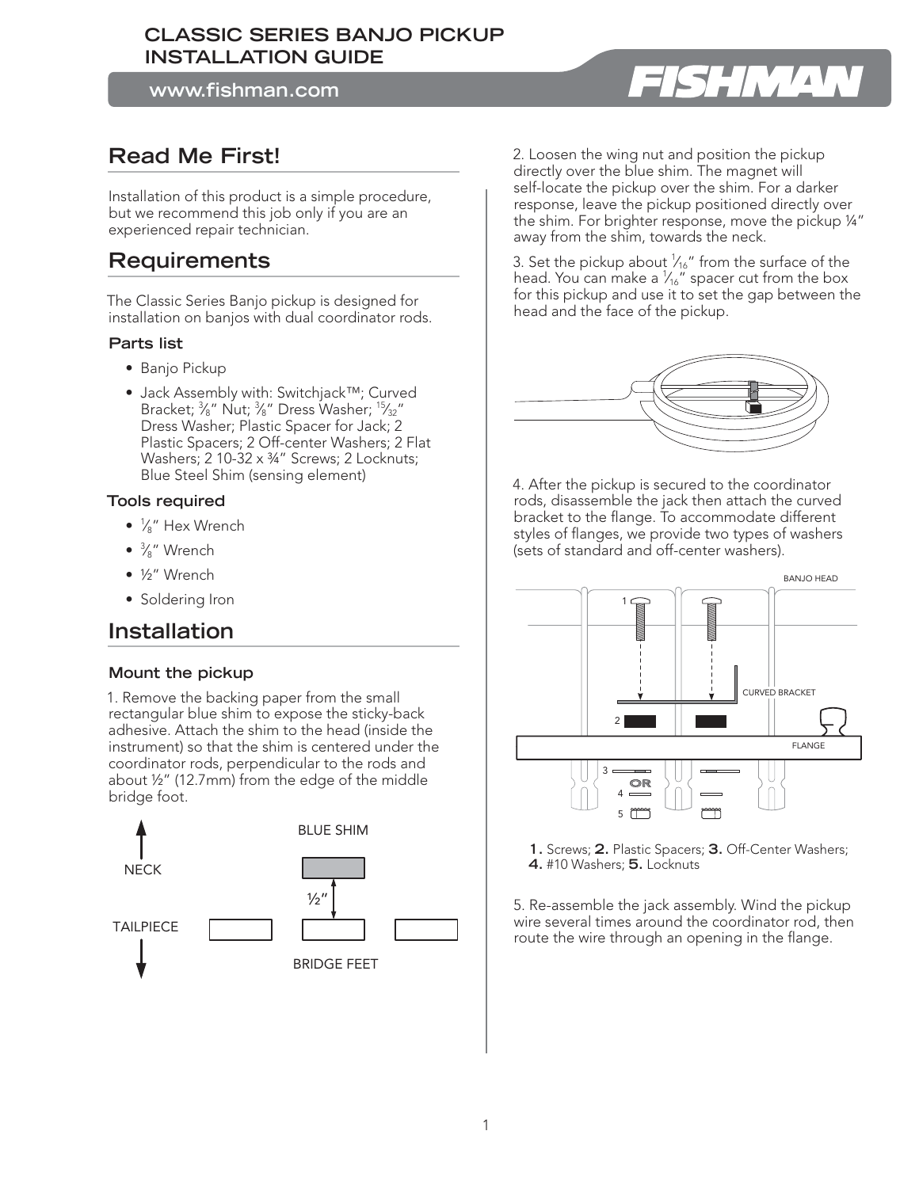# CLASSIC SERIES BANJO PICKUP INSTALLATION GUIDE

www.fishman.com

## Read Me First!

Installation of this product is a simple procedure, but we recommend this job only if you are an experienced repair technician.

## Requirements

The Classic Series Banjo pickup is designed for installation on banjos with dual coordinator rods.

### Parts list

- Banjo Pickup
- Jack Assembly with: Switchjack™; Curved Bracket; ⅜" Nut; ⅜" Dress Washer; 15⁄32" Dress Washer; Plastic Spacer for Jack; 2 Plastic Spacers; 2 Off-center Washers; 2 Flat Washers; 2 10-32 x ¾" Screws; 2 Locknuts; Blue Steel Shim (sensing element)

### Tools required

- ⅛" Hex Wrench
- ⅜" Wrench
- ½" Wrench
- Soldering Iron

## Installation

### Mount the pickup

1. Remove the backing paper from the small rectangular blue shim to expose the sticky-back adhesive. Attach the shim to the head (inside the instrument) so that the shim is centered under the coordinator rods, perpendicular to the rods and about ½" (12.7mm) from the edge of the middle bridge foot.

NECK

TAILPIECE

BLUE SHIM

½"

BRIDGE FEET

2. Loosen the wing nut and position the pickup directly over the blue shim. The magnet will self-locate the pickup over the shim. For a darker response, leave the pickup positioned directly over the shim. For brighter response, move the pickup ¼" away from the shim, towards the neck.

3. Set the pickup about 1⁄16" from the surface of the head. You can make a 1⁄16" spacer cut from the box for this pickup and use it to set the gap between the head and the face of the pickup.

4. After the pickup is secured to the coordinator rods, disassemble the jack then attach the curved bracket to the flange. To accommodate different styles of flanges, we provide two types of washers (sets of standard and off-center washers).

BANJO HEAD

CURVED BRACKET

FLANGE

OR

**1.** Screws; **2.** Plastic Spacers; **3.** Off-Center Washers; **4.** #10 Washers; **5.** Locknuts

5. Re-assemble the jack assembly. Wind the pickup wire several times around the coordinator rod, then route the wire through an opening in the flange.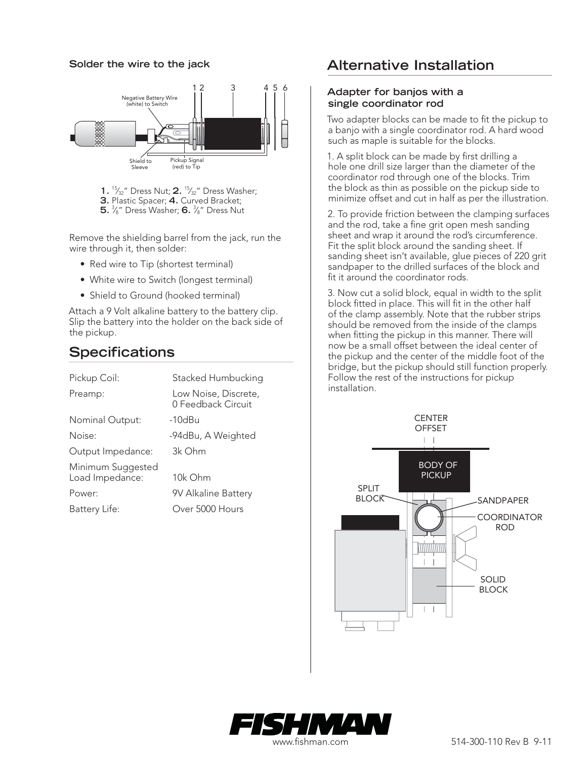### Solder the wire to the jack

1 2 3 4 5 6

Negative Battery Wire (white) to Switch

Shield to Sleeve

Pickup Signal (red) to Tip

**1.** 15⁄32" Dress Nut; **2.** 15⁄32" Dress Washer;
**3.** Plastic Spacer; **4.** Curved Bracket;
**5.** 3⁄8" Dress Washer; **6.** 3⁄8" Dress Nut

Remove the shielding barrel from the jack, run the wire through it, then solder:

- Red wire to Tip (shortest terminal)
- White wire to Switch (longest terminal)
- Shield to Ground (hooked terminal)

Attach a 9 Volt alkaline battery to the battery clip. Slip the battery into the holder on the back side of the pickup.

## Specifications

| | |
|---|---|
| Pickup Coil: | Stacked Humbucking |
| Preamp: | Low Noise, Discrete, 0 Feedback Circuit |
| Nominal Output: | -10dBu |
| Noise: | -94dBu, A Weighted |
| Output Impedance: | 3k Ohm |
| Minimum Suggested Load Impedance: | 10k Ohm |
| Power: | 9V Alkaline Battery |
| Battery Life: | Over 5000 Hours |

## Alternative Installation

### Adapter for banjos with a single coordinator rod

Two adapter blocks can be made to fit the pickup to a banjo with a single coordinator rod. A hard wood such as maple is suitable for the blocks.

1. A split block can be made by first drilling a hole one drill size larger than the diameter of the coordinator rod through one of the blocks. Trim the block as thin as possible on the pickup side to minimize offset and cut in half as per the illustration.

2. To provide friction between the clamping surfaces and the rod, take a fine grit open mesh sanding sheet and wrap it around the rod's circumference. Fit the split block around the sanding sheet. If sanding sheet isn't available, glue pieces of 220 grit sandpaper to the drilled surfaces of the block and fit it around the coordinator rods.

3. Now cut a solid block, equal in width to the split block fitted in place. This will fit in the other half of the clamp assembly. Note that the rubber strips should be removed from the inside of the clamps when fitting the pickup in this manner. There will now be a small offset between the ideal center of the pickup and the center of the middle foot of the bridge, but the pickup should still function properly. Follow the rest of the instructions for pickup installation.

CENTER OFFSET

BODY OF PICKUP

SPLIT BLOCK

SANDPAPER

COORDINATOR ROD

SOLID BLOCK

FISHMAN

www.fishman.com

514-300-110 Rev B 9-11